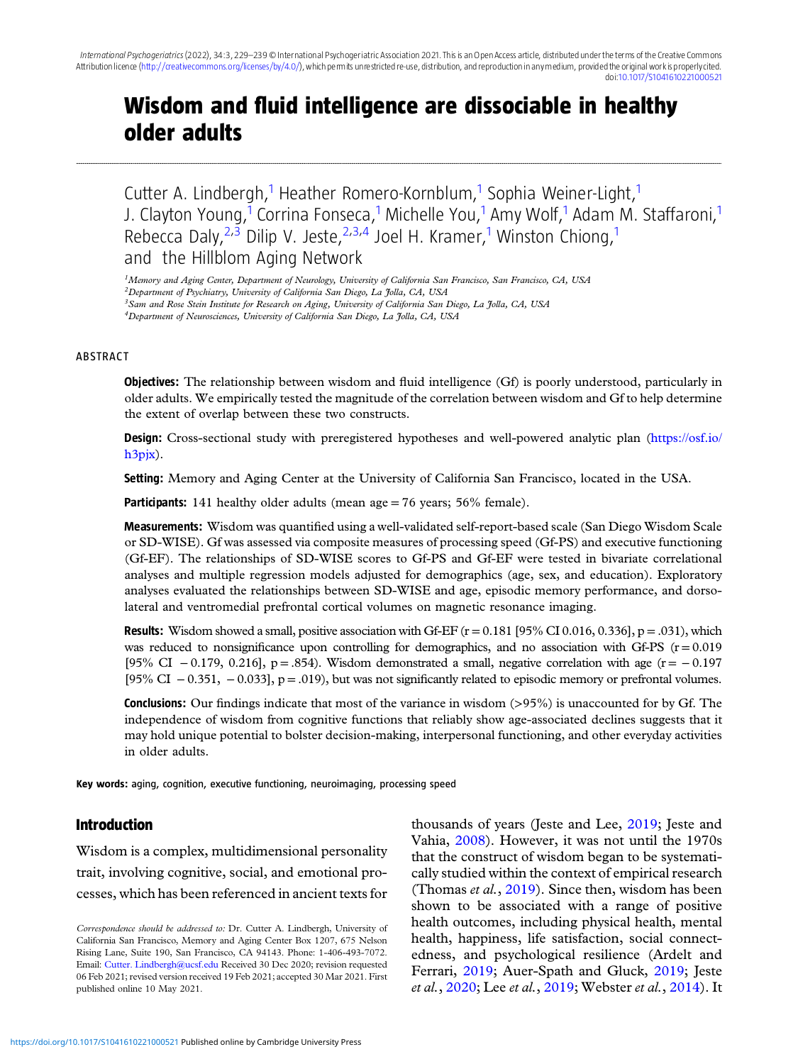# Wisdom and fluid intelligence are dissociable in healthy older adults

Cutter A. Lindbergh,[1] Heather Romero-Kornblum,[1] Sophia Weiner-Light,[1] J. Clayton Young,[1] Corrina Fonseca,[1] Michelle You,[1] Amy Wolf,[1] Adam M. Staffaroni,[1] Rebecca Daly,[2,3] Dilip V. Jeste,[2,3,4] Joel H. Kramer,[1] Winston Chiong,[1] and the Hillblom Aging Network

[1]*Memory and Aging Center, Department of Neurology, University of California San Francisco, San Francisco, CA, USA*

[2]*Department of Psychiatry, University of California San Diego, La Jolla, CA, USA*

[3]*Sam and Rose Stein Institute for Research on Aging, University of California San Diego, La Jolla, CA, USA*

[4]*Department of Neurosciences, University of California San Diego, La Jolla, CA, USA*

## ABSTRACT

**Objectives:** The relationship between wisdom and fluid intelligence (Gf) is poorly understood, particularly in older adults. We empirically tested the magnitude of the correlation between wisdom and Gf to help determine the extent of overlap between these two constructs.

**Design:** Cross-sectional study with preregistered hypotheses and well-powered analytic plan (https://osf.io/h3pjx).

**Setting:** Memory and Aging Center at the University of California San Francisco, located in the USA.

**Participants:** 141 healthy older adults (mean age = 76 years; 56% female).

**Measurements:** Wisdom was quantified using a well-validated self-report-based scale (San Diego Wisdom Scale or SD-WISE). Gf was assessed via composite measures of processing speed (Gf-PS) and executive functioning (Gf-EF). The relationships of SD-WISE scores to Gf-PS and Gf-EF were tested in bivariate correlational analyses and multiple regression models adjusted for demographics (age, sex, and education). Exploratory analyses evaluated the relationships between SD-WISE and age, episodic memory performance, and dorsolateral and ventromedial prefrontal cortical volumes on magnetic resonance imaging.

**Results:** Wisdom showed a small, positive association with Gf-EF ($r = 0.181$ [95% CI 0.016, 0.336], $p = .031$), which was reduced to nonsignificance upon controlling for demographics, and no association with Gf-PS ($r = 0.019$ [95% CI $-0.179$, 0.216], $p = .854$). Wisdom demonstrated a small, negative correlation with age ($r = -0.197$ [95% CI $-0.351$, $-0.033$], $p = .019$), but was not significantly related to episodic memory or prefrontal volumes.

**Conclusions:** Our findings indicate that most of the variance in wisdom (>95%) is unaccounted for by Gf. The independence of wisdom from cognitive functions that reliably show age-associated declines suggests that it may hold unique potential to bolster decision-making, interpersonal functioning, and other everyday activities in older adults.

**Key words:** aging, cognition, executive functioning, neuroimaging, processing speed

## Introduction

Wisdom is a complex, multidimensional personality trait, involving cognitive, social, and emotional processes, which has been referenced in ancient texts for thousands of years (Jeste and Lee, 2019; Jeste and Vahia, 2008). However, it was not until the 1970s that the construct of wisdom began to be systematically studied within the context of empirical research (Thomas *et al.*, 2019). Since then, wisdom has been shown to be associated with a range of positive health outcomes, including physical health, mental health, happiness, life satisfaction, social connectedness, and psychological resilience (Ardelt and Ferrari, 2019; Auer-Spath and Gluck, 2019; Jeste *et al.*, 2020; Lee *et al.*, 2019; Webster *et al.*, 2014). It

*Correspondence should be addressed to:* Dr. Cutter A. Lindbergh, University of California San Francisco, Memory and Aging Center Box 1207, 675 Nelson Rising Lane, Suite 190, San Francisco, CA 94143. Phone: 1-406-493-7072. Email: Cutter. Lindbergh@ucsf.edu Received 30 Dec 2020; revision requested 06 Feb 2021; revised version received 19 Feb 2021; accepted 30 Mar 2021. First published online 10 May 2021.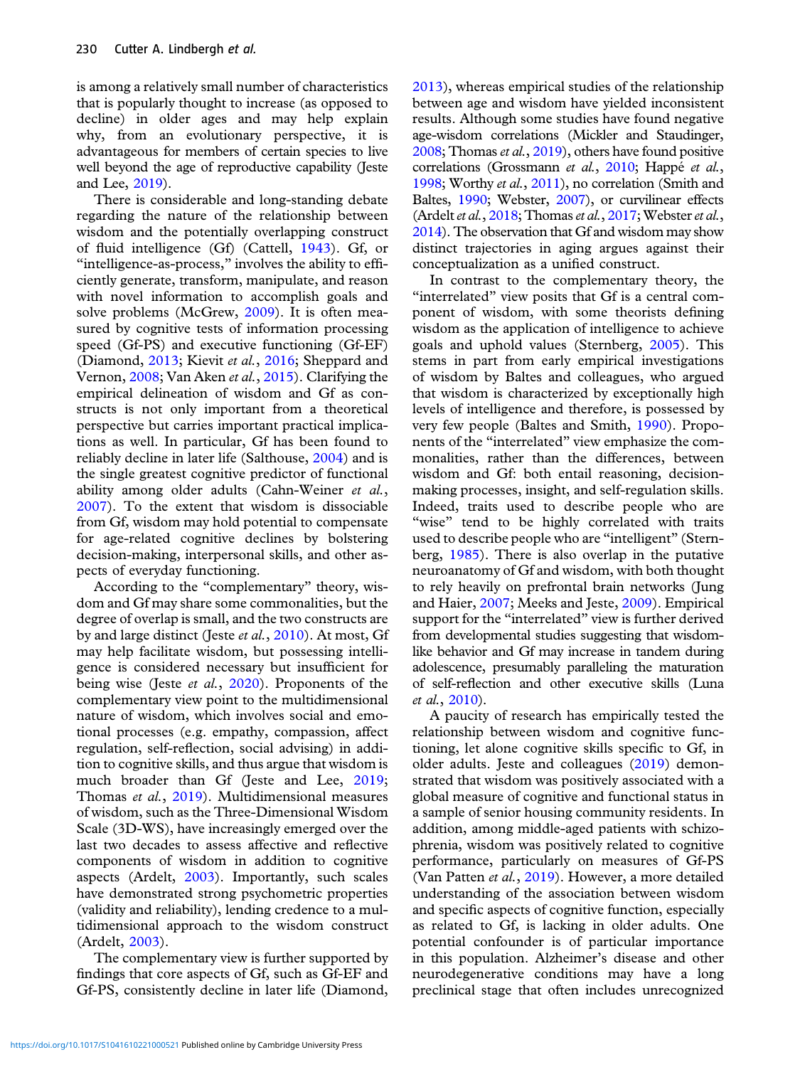is among a relatively small number of characteristics that is popularly thought to increase (as opposed to decline) in older ages and may help explain why, from an evolutionary perspective, it is advantageous for members of certain species to live well beyond the age of reproductive capability (Jeste and Lee, 2019).

There is considerable and long-standing debate regarding the nature of the relationship between wisdom and the potentially overlapping construct of fluid intelligence (Gf) (Cattell, 1943). Gf, or "intelligence-as-process," involves the ability to efficiently generate, transform, manipulate, and reason with novel information to accomplish goals and solve problems (McGrew, 2009). It is often measured by cognitive tests of information processing speed (Gf-PS) and executive functioning (Gf-EF) (Diamond, 2013; Kievit *et al.*, 2016; Sheppard and Vernon, 2008; Van Aken *et al.*, 2015). Clarifying the empirical delineation of wisdom and Gf as constructs is not only important from a theoretical perspective but carries important practical implications as well. In particular, Gf has been found to reliably decline in later life (Salthouse, 2004) and is the single greatest cognitive predictor of functional ability among older adults (Cahn-Weiner *et al.*, 2007). To the extent that wisdom is dissociable from Gf, wisdom may hold potential to compensate for age-related cognitive declines by bolstering decision-making, interpersonal skills, and other aspects of everyday functioning.

According to the "complementary" theory, wisdom and Gf may share some commonalities, but the degree of overlap is small, and the two constructs are by and large distinct (Jeste *et al.*, 2010). At most, Gf may help facilitate wisdom, but possessing intelligence is considered necessary but insufficient for being wise (Jeste *et al.*, 2020). Proponents of the complementary view point to the multidimensional nature of wisdom, which involves social and emotional processes (e.g. empathy, compassion, affect regulation, self-reflection, social advising) in addition to cognitive skills, and thus argue that wisdom is much broader than Gf (Jeste and Lee, 2019; Thomas *et al.*, 2019). Multidimensional measures of wisdom, such as the Three-Dimensional Wisdom Scale (3D-WS), have increasingly emerged over the last two decades to assess affective and reflective components of wisdom in addition to cognitive aspects (Ardelt, 2003). Importantly, such scales have demonstrated strong psychometric properties (validity and reliability), lending credence to a multidimensional approach to the wisdom construct (Ardelt, 2003).

The complementary view is further supported by findings that core aspects of Gf, such as Gf-EF and Gf-PS, consistently decline in later life (Diamond, 2013), whereas empirical studies of the relationship between age and wisdom have yielded inconsistent results. Although some studies have found negative age-wisdom correlations (Mickler and Staudinger, 2008; Thomas *et al.*, 2019), others have found positive correlations (Grossmann *et al.*, 2010; Happé *et al.*, 1998; Worthy *et al.*, 2011), no correlation (Smith and Baltes, 1990; Webster, 2007), or curvilinear effects (Ardelt *et al.*, 2018; Thomas *et al.*, 2017; Webster *et al.*, 2014). The observation that Gf and wisdom may show distinct trajectories in aging argues against their conceptualization as a unified construct.

In contrast to the complementary theory, the "interrelated" view posits that Gf is a central component of wisdom, with some theorists defining wisdom as the application of intelligence to achieve goals and uphold values (Sternberg, 2005). This stems in part from early empirical investigations of wisdom by Baltes and colleagues, who argued that wisdom is characterized by exceptionally high levels of intelligence and therefore, is possessed by very few people (Baltes and Smith, 1990). Proponents of the "interrelated" view emphasize the commonalities, rather than the differences, between wisdom and Gf: both entail reasoning, decision-making processes, insight, and self-regulation skills. Indeed, traits used to describe people who are "wise" tend to be highly correlated with traits used to describe people who are "intelligent" (Sternberg, 1985). There is also overlap in the putative neuroanatomy of Gf and wisdom, with both thought to rely heavily on prefrontal brain networks (Jung and Haier, 2007; Meeks and Jeste, 2009). Empirical support for the "interrelated" view is further derived from developmental studies suggesting that wisdom-like behavior and Gf may increase in tandem during adolescence, presumably paralleling the maturation of self-reflection and other executive skills (Luna *et al.*, 2010).

A paucity of research has empirically tested the relationship between wisdom and cognitive functioning, let alone cognitive skills specific to Gf, in older adults. Jeste and colleagues (2019) demonstrated that wisdom was positively associated with a global measure of cognitive and functional status in a sample of senior housing community residents. In addition, among middle-aged patients with schizophrenia, wisdom was positively related to cognitive performance, particularly on measures of Gf-PS (Van Patten *et al.*, 2019). However, a more detailed understanding of the association between wisdom and specific aspects of cognitive function, especially as related to Gf, is lacking in older adults. One potential confounder is of particular importance in this population. Alzheimer's disease and other neurodegenerative conditions may have a long preclinical stage that often includes unrecognized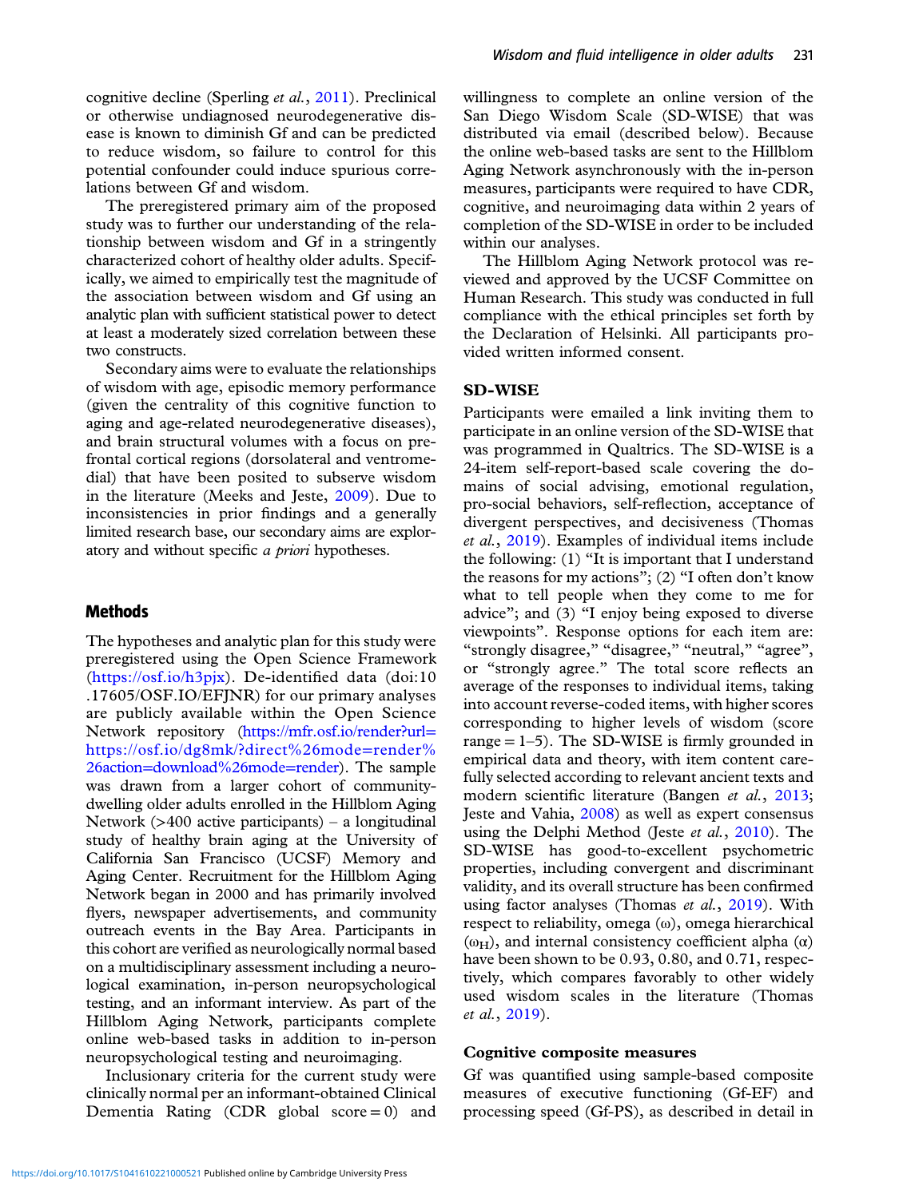cognitive decline (Sperling *et al.*, 2011). Preclinical or otherwise undiagnosed neurodegenerative disease is known to diminish Gf and can be predicted to reduce wisdom, so failure to control for this potential confounder could induce spurious correlations between Gf and wisdom.

The preregistered primary aim of the proposed study was to further our understanding of the relationship between wisdom and Gf in a stringently characterized cohort of healthy older adults. Specifically, we aimed to empirically test the magnitude of the association between wisdom and Gf using an analytic plan with sufficient statistical power to detect at least a moderately sized correlation between these two constructs.

Secondary aims were to evaluate the relationships of wisdom with age, episodic memory performance (given the centrality of this cognitive function to aging and age-related neurodegenerative diseases), and brain structural volumes with a focus on prefrontal cortical regions (dorsolateral and ventromedial) that have been posited to subserve wisdom in the literature (Meeks and Jeste, 2009). Due to inconsistencies in prior findings and a generally limited research base, our secondary aims are exploratory and without specific *a priori* hypotheses.

## Methods

The hypotheses and analytic plan for this study were preregistered using the Open Science Framework (https://osf.io/h3pjx). De-identified data (doi:10.17605/OSF.IO/EFJNR) for our primary analyses are publicly available within the Open Science Network repository (https://mfr.osf.io/render?url=https://osf.io/dg8mk/?direct%26mode=render%26action=download%26mode=render). The sample was drawn from a larger cohort of community-dwelling older adults enrolled in the Hillblom Aging Network (>400 active participants) – a longitudinal study of healthy brain aging at the University of California San Francisco (UCSF) Memory and Aging Center. Recruitment for the Hillblom Aging Network began in 2000 and has primarily involved flyers, newspaper advertisements, and community outreach events in the Bay Area. Participants in this cohort are verified as neurologically normal based on a multidisciplinary assessment including a neurological examination, in-person neuropsychological testing, and an informant interview. As part of the Hillblom Aging Network, participants complete online web-based tasks in addition to in-person neuropsychological testing and neuroimaging.

Inclusionary criteria for the current study were clinically normal per an informant-obtained Clinical Dementia Rating (CDR global score = 0) and willingness to complete an online version of the San Diego Wisdom Scale (SD-WISE) that was distributed via email (described below). Because the online web-based tasks are sent to the Hillblom Aging Network asynchronously with the in-person measures, participants were required to have CDR, cognitive, and neuroimaging data within 2 years of completion of the SD-WISE in order to be included within our analyses.

The Hillblom Aging Network protocol was reviewed and approved by the UCSF Committee on Human Research. This study was conducted in full compliance with the ethical principles set forth by the Declaration of Helsinki. All participants provided written informed consent.

### SD-WISE

Participants were emailed a link inviting them to participate in an online version of the SD-WISE that was programmed in Qualtrics. The SD-WISE is a 24-item self-report-based scale covering the domains of social advising, emotional regulation, pro-social behaviors, self-reflection, acceptance of divergent perspectives, and decisiveness (Thomas *et al.*, 2019). Examples of individual items include the following: (1) "It is important that I understand the reasons for my actions"; (2) "I often don't know what to tell people when they come to me for advice"; and (3) "I enjoy being exposed to diverse viewpoints". Response options for each item are: "strongly disagree," "disagree," "neutral," "agree", or "strongly agree." The total score reflects an average of the responses to individual items, taking into account reverse-coded items, with higher scores corresponding to higher levels of wisdom (score range = 1–5). The SD-WISE is firmly grounded in empirical data and theory, with item content carefully selected according to relevant ancient texts and modern scientific literature (Bangen *et al.*, 2013; Jeste and Vahia, 2008) as well as expert consensus using the Delphi Method (Jeste *et al.*, 2010). The SD-WISE has good-to-excellent psychometric properties, including convergent and discriminant validity, and its overall structure has been confirmed using factor analyses (Thomas *et al.*, 2019). With respect to reliability, omega ($\omega$), omega hierarchical ($\omega_H$), and internal consistency coefficient alpha ($\alpha$) have been shown to be 0.93, 0.80, and 0.71, respectively, which compares favorably to other widely used wisdom scales in the literature (Thomas *et al.*, 2019).

#### Cognitive composite measures

Gf was quantified using sample-based composite measures of executive functioning (Gf-EF) and processing speed (Gf-PS), as described in detail in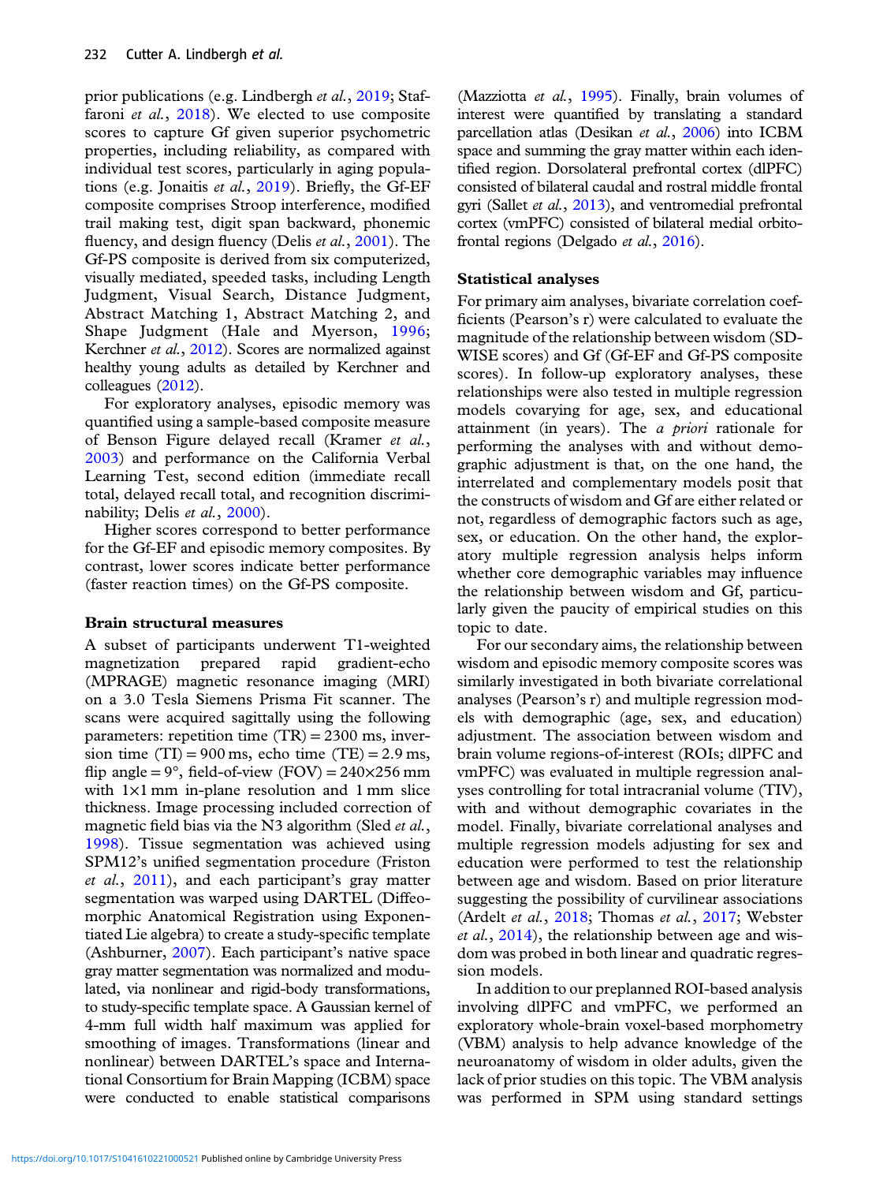prior publications (e.g. Lindbergh *et al.*, 2019; Staffaroni *et al.*, 2018). We elected to use composite scores to capture Gf given superior psychometric properties, including reliability, as compared with individual test scores, particularly in aging populations (e.g. Jonaitis *et al.*, 2019). Briefly, the Gf-EF composite comprises Stroop interference, modified trail making test, digit span backward, phonemic fluency, and design fluency (Delis *et al.*, 2001). The Gf-PS composite is derived from six computerized, visually mediated, speeded tasks, including Length Judgment, Visual Search, Distance Judgment, Abstract Matching 1, Abstract Matching 2, and Shape Judgment (Hale and Myerson, 1996; Kerchner *et al.*, 2012). Scores are normalized against healthy young adults as detailed by Kerchner and colleagues (2012).

For exploratory analyses, episodic memory was quantified using a sample-based composite measure of Benson Figure delayed recall (Kramer *et al.*, 2003) and performance on the California Verbal Learning Test, second edition (immediate recall total, delayed recall total, and recognition discriminability; Delis *et al.*, 2000).

Higher scores correspond to better performance for the Gf-EF and episodic memory composites. By contrast, lower scores indicate better performance (faster reaction times) on the Gf-PS composite.

### Brain structural measures

A subset of participants underwent T1-weighted magnetization prepared rapid gradient-echo (MPRAGE) magnetic resonance imaging (MRI) on a 3.0 Tesla Siemens Prisma Fit scanner. The scans were acquired sagittally using the following parameters: repetition time (TR) = 2300 ms, inversion time (TI) = 900 ms, echo time (TE) = 2.9 ms, flip angle = 9°, field-of-view (FOV) = 240×256 mm with 1×1 mm in-plane resolution and 1 mm slice thickness. Image processing included correction of magnetic field bias via the N3 algorithm (Sled *et al.*, 1998). Tissue segmentation was achieved using SPM12's unified segmentation procedure (Friston *et al.*, 2011), and each participant's gray matter segmentation was warped using DARTEL (Diffeomorphic Anatomical Registration using Exponentiated Lie algebra) to create a study-specific template (Ashburner, 2007). Each participant's native space gray matter segmentation was normalized and modulated, via nonlinear and rigid-body transformations, to study-specific template space. A Gaussian kernel of 4-mm full width half maximum was applied for smoothing of images. Transformations (linear and nonlinear) between DARTEL's space and International Consortium for Brain Mapping (ICBM) space were conducted to enable statistical comparisons (Mazziotta *et al.*, 1995). Finally, brain volumes of interest were quantified by translating a standard parcellation atlas (Desikan *et al.*, 2006) into ICBM space and summing the gray matter within each identified region. Dorsolateral prefrontal cortex (dlPFC) consisted of bilateral caudal and rostral middle frontal gyri (Sallet *et al.*, 2013), and ventromedial prefrontal cortex (vmPFC) consisted of bilateral medial orbitofrontal regions (Delgado *et al.*, 2016).

### Statistical analyses

For primary aim analyses, bivariate correlation coefficients (Pearson's r) were calculated to evaluate the magnitude of the relationship between wisdom (SD-WISE scores) and Gf (Gf-EF and Gf-PS composite scores). In follow-up exploratory analyses, these relationships were also tested in multiple regression models covarying for age, sex, and educational attainment (in years). The *a priori* rationale for performing the analyses with and without demographic adjustment is that, on the one hand, the interrelated and complementary models posit that the constructs of wisdom and Gf are either related or not, regardless of demographic factors such as age, sex, or education. On the other hand, the exploratory multiple regression analysis helps inform whether core demographic variables may influence the relationship between wisdom and Gf, particularly given the paucity of empirical studies on this topic to date.

For our secondary aims, the relationship between wisdom and episodic memory composite scores was similarly investigated in both bivariate correlational analyses (Pearson's r) and multiple regression models with demographic (age, sex, and education) adjustment. The association between wisdom and brain volume regions-of-interest (ROIs; dlPFC and vmPFC) was evaluated in multiple regression analyses controlling for total intracranial volume (TIV), with and without demographic covariates in the model. Finally, bivariate correlational analyses and multiple regression models adjusting for sex and education were performed to test the relationship between age and wisdom. Based on prior literature suggesting the possibility of curvilinear associations (Ardelt *et al.*, 2018; Thomas *et al.*, 2017; Webster *et al.*, 2014), the relationship between age and wisdom was probed in both linear and quadratic regression models.

In addition to our preplanned ROI-based analysis involving dlPFC and vmPFC, we performed an exploratory whole-brain voxel-based morphometry (VBM) analysis to help advance knowledge of the neuroanatomy of wisdom in older adults, given the lack of prior studies on this topic. The VBM analysis was performed in SPM using standard settings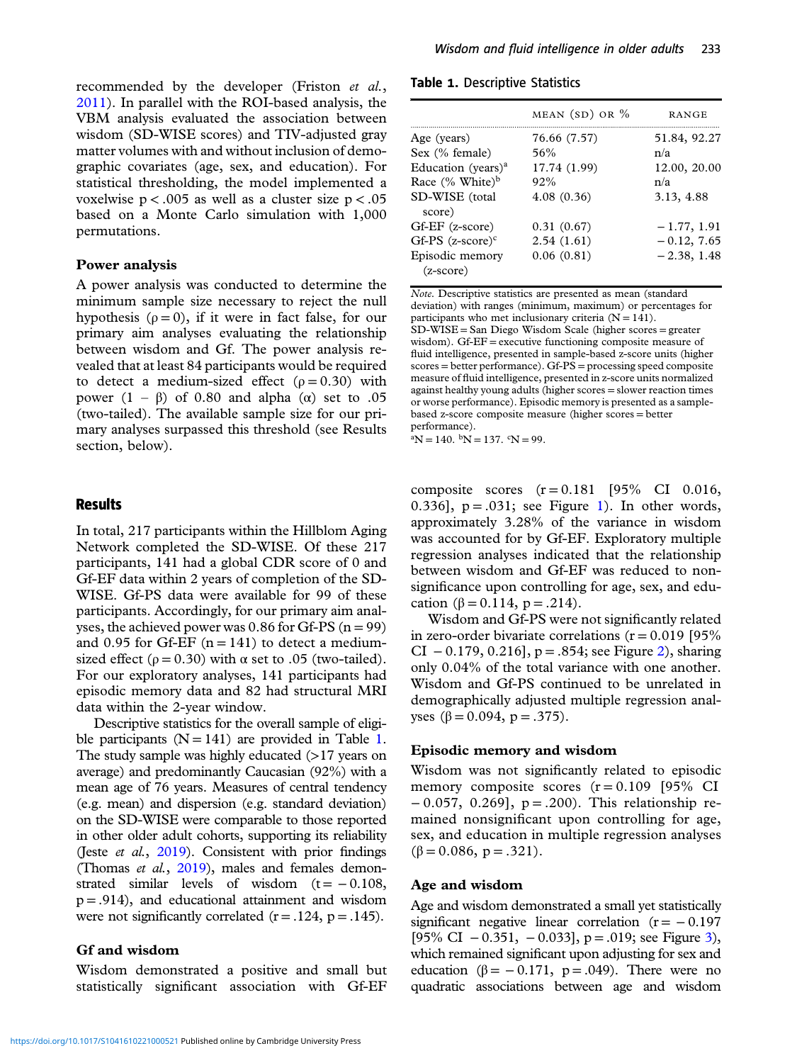recommended by the developer (Friston *et al.*, 2011). In parallel with the ROI-based analysis, the VBM analysis evaluated the association between wisdom (SD-WISE scores) and TIV-adjusted gray matter volumes with and without inclusion of demographic covariates (age, sex, and education). For statistical thresholding, the model implemented a voxelwise $p < .005$ as well as a cluster size $p < .05$ based on a Monte Carlo simulation with 1,000 permutations.

### Power analysis

A power analysis was conducted to determine the minimum sample size necessary to reject the null hypothesis ($\rho = 0$), if it were in fact false, for our primary aim analyses evaluating the relationship between wisdom and Gf. The power analysis revealed that at least 84 participants would be required to detect a medium-sized effect ($\rho = 0.30$) with power ($1 - \beta$) of 0.80 and alpha ($\alpha$) set to .05 (two-tailed). The available sample size for our primary analyses surpassed this threshold (see Results section, below).

## Results

In total, 217 participants within the Hillblom Aging Network completed the SD-WISE. Of these 217 participants, 141 had a global CDR score of 0 and Gf-EF data within 2 years of completion of the SD-WISE. Gf-PS data were available for 99 of these participants. Accordingly, for our primary aim analyses, the achieved power was 0.86 for Gf-PS ($n = 99$) and 0.95 for Gf-EF ($n = 141$) to detect a medium-sized effect ($\rho = 0.30$) with $\alpha$ set to .05 (two-tailed). For our exploratory analyses, 141 participants had episodic memory data and 82 had structural MRI data within the 2-year window.

Descriptive statistics for the overall sample of eligible participants ($N = 141$) are provided in Table 1. The study sample was highly educated (>17 years on average) and predominantly Caucasian (92%) with a mean age of 76 years. Measures of central tendency (e.g. mean) and dispersion (e.g. standard deviation) on the SD-WISE were comparable to those reported in other older adult cohorts, supporting its reliability (Jeste *et al.*, 2019). Consistent with prior findings (Thomas *et al.*, 2019), males and females demonstrated similar levels of wisdom ($t = -0.108$, $p = .914$), and educational attainment and wisdom were not significantly correlated ($r = .124$, $p = .145$).

**Table 1.** Descriptive Statistics

| | MEAN (SD) OR % | RANGE |
|---|---|---|
| Age (years) | 76.66 (7.57) | 51.84, 92.27 |
| Sex (% female) | 56% | n/a |
| Education (years)[a] | 17.74 (1.99) | 12.00, 20.00 |
| Race (% White)[b] | 92% | n/a |
| SD-WISE (total score) | 4.08 (0.36) | 3.13, 4.88 |
| Gf-EF (z-score) | 0.31 (0.67) | −1.77, 1.91 |
| Gf-PS (z-score)[c] | 2.54 (1.61) | −0.12, 7.65 |
| Episodic memory (z-score) | 0.06 (0.81) | −2.38, 1.48 |

*Note*. Descriptive statistics are presented as mean (standard deviation) with ranges (minimum, maximum) or percentages for participants who met inclusionary criteria ($N = 141$).
SD-WISE = San Diego Wisdom Scale (higher scores = greater wisdom). Gf-EF = executive functioning composite measure of fluid intelligence, presented in sample-based z-score units (higher scores = better performance). Gf-PS = processing speed composite measure of fluid intelligence, presented in z-score units normalized against healthy young adults (higher scores = slower reaction times or worse performance). Episodic memory is presented as a sample-based z-score composite measure (higher scores = better performance).
[a]N = 140. [b]N = 137. [c]N = 99.

### Gf and wisdom

Wisdom demonstrated a positive and small but statistically significant association with Gf-EF composite scores ($r = 0.181$ [95% CI 0.016, 0.336], $p = .031$; see Figure 1). In other words, approximately 3.28% of the variance in wisdom was accounted for by Gf-EF. Exploratory multiple regression analyses indicated that the relationship between wisdom and Gf-EF was reduced to non-significance upon controlling for age, sex, and education ($\beta = 0.114$, $p = .214$).

Wisdom and Gf-PS were not significantly related in zero-order bivariate correlations ($r = 0.019$ [95% CI $-0.179$, 0.216], $p = .854$; see Figure 2), sharing only 0.04% of the total variance with one another. Wisdom and Gf-PS continued to be unrelated in demographically adjusted multiple regression analyses ($\beta = 0.094$, $p = .375$).

### Episodic memory and wisdom

Wisdom was not significantly related to episodic memory composite scores ($r = 0.109$ [95% CI $-0.057$, 0.269], $p = .200$). This relationship remained nonsignificant upon controlling for age, sex, and education in multiple regression analyses ($\beta = 0.086$, $p = .321$).

### Age and wisdom

Age and wisdom demonstrated a small yet statistically significant negative linear correlation ($r = -0.197$ [95% CI $-0.351$, $-0.033$], $p = .019$; see Figure 3), which remained significant upon adjusting for sex and education ($\beta = -0.171$, $p = .049$). There were no quadratic associations between age and wisdom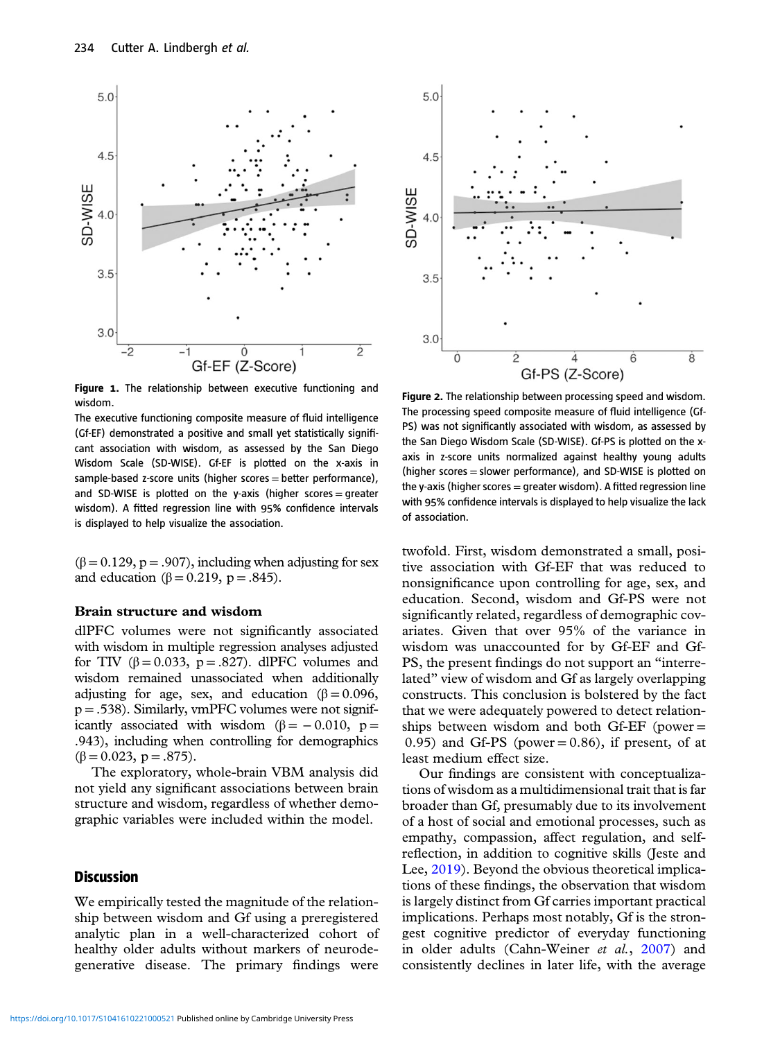**Figure 1.** The relationship between executive functioning and wisdom.

The executive functioning composite measure of fluid intelligence (Gf-EF) demonstrated a positive and small yet statistically significant association with wisdom, as assessed by the San Diego Wisdom Scale (SD-WISE). Gf-EF is plotted on the x-axis in sample-based z-score units (higher scores = better performance), and SD-WISE is plotted on the y-axis (higher scores = greater wisdom). A fitted regression line with 95% confidence intervals is displayed to help visualize the association.

**Figure 2.** The relationship between processing speed and wisdom.

The processing speed composite measure of fluid intelligence (Gf-PS) was not significantly associated with wisdom, as assessed by the San Diego Wisdom Scale (SD-WISE). Gf-PS is plotted on the x-axis in z-score units normalized against healthy young adults (higher scores = slower performance), and SD-WISE is plotted on the y-axis (higher scores = greater wisdom). A fitted regression line with 95% confidence intervals is displayed to help visualize the lack of association.

($\beta = 0.129$, $p = .907$), including when adjusting for sex and education ($\beta = 0.219$, $p = .845$).

### Brain structure and wisdom

dlPFC volumes were not significantly associated with wisdom in multiple regression analyses adjusted for TIV ($\beta = 0.033$, $p = .827$). dlPFC volumes and wisdom remained unassociated when additionally adjusting for age, sex, and education ($\beta = 0.096$, $p = .538$). Similarly, vmPFC volumes were not significantly associated with wisdom ($\beta = -0.010$, $p = .943$), including when controlling for demographics ($\beta = 0.023$, $p = .875$).

The exploratory, whole-brain VBM analysis did not yield any significant associations between brain structure and wisdom, regardless of whether demographic variables were included within the model.

## Discussion

We empirically tested the magnitude of the relationship between wisdom and Gf using a preregistered analytic plan in a well-characterized cohort of healthy older adults without markers of neurodegenerative disease. The primary findings were twofold. First, wisdom demonstrated a small, positive association with Gf-EF that was reduced to nonsignificance upon controlling for age, sex, and education. Second, wisdom and Gf-PS were not significantly related, regardless of demographic covariates. Given that over 95% of the variance in wisdom was unaccounted for by Gf-EF and Gf-PS, the present findings do not support an "interrelated" view of wisdom and Gf as largely overlapping constructs. This conclusion is bolstered by the fact that we were adequately powered to detect relationships between wisdom and both Gf-EF (power = 0.95) and Gf-PS (power = 0.86), if present, of at least medium effect size.

Our findings are consistent with conceptualizations of wisdom as a multidimensional trait that is far broader than Gf, presumably due to its involvement of a host of social and emotional processes, such as empathy, compassion, affect regulation, and self-reflection, in addition to cognitive skills (Jeste and Lee, 2019). Beyond the obvious theoretical implications of these findings, the observation that wisdom is largely distinct from Gf carries important practical implications. Perhaps most notably, Gf is the strongest cognitive predictor of everyday functioning in older adults (Cahn-Weiner *et al.*, 2007) and consistently declines in later life, with the average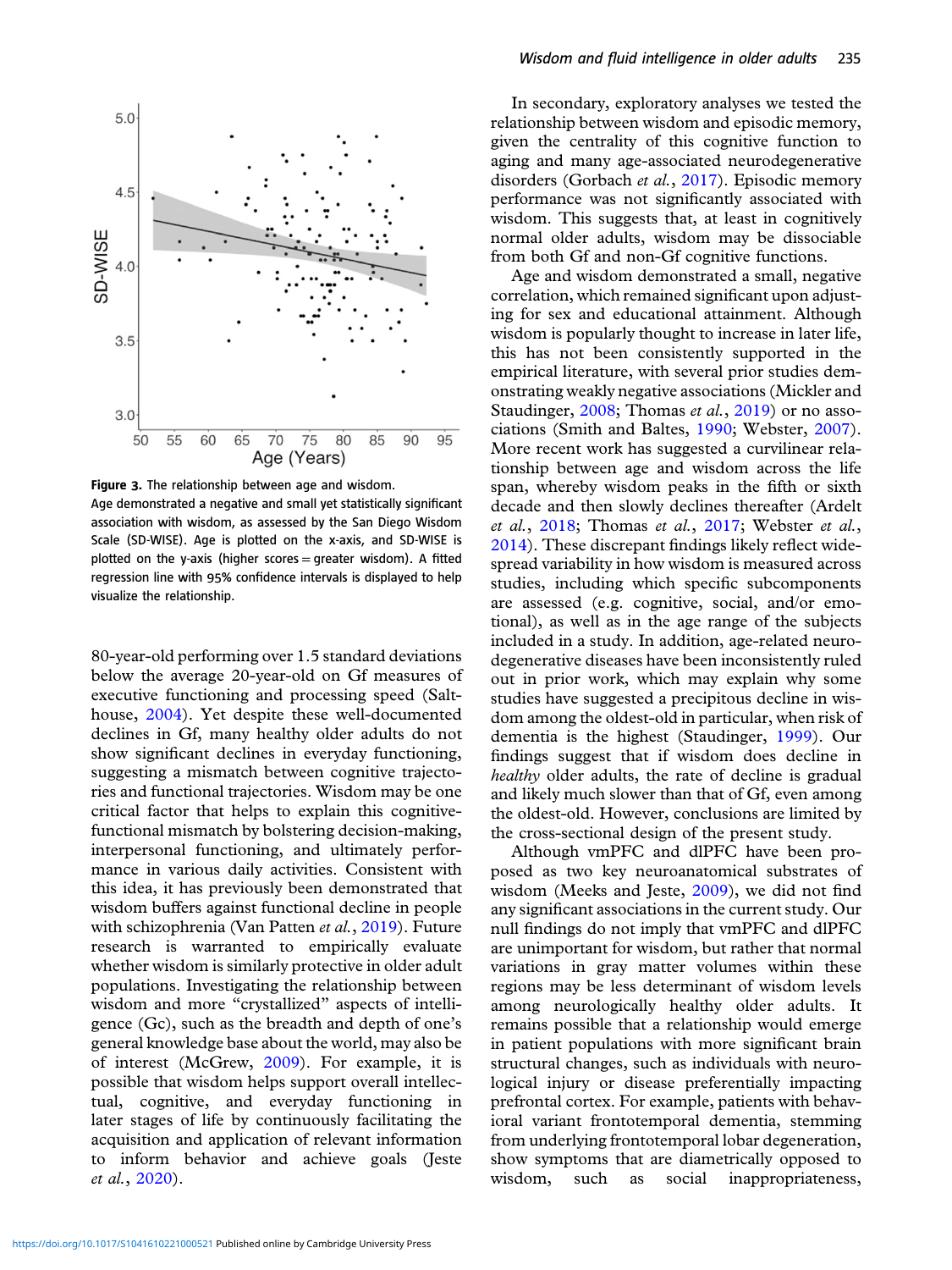**Figure 3.** The relationship between age and wisdom. Age demonstrated a negative and small yet statistically significant association with wisdom, as assessed by the San Diego Wisdom Scale (SD-WISE). Age is plotted on the x-axis, and SD-WISE is plotted on the y-axis (higher scores = greater wisdom). A fitted regression line with 95% confidence intervals is displayed to help visualize the relationship.

80-year-old performing over 1.5 standard deviations below the average 20-year-old on Gf measures of executive functioning and processing speed (Salthouse, 2004). Yet despite these well-documented declines in Gf, many healthy older adults do not show significant declines in everyday functioning, suggesting a mismatch between cognitive trajectories and functional trajectories. Wisdom may be one critical factor that helps to explain this cognitive-functional mismatch by bolstering decision-making, interpersonal functioning, and ultimately performance in various daily activities. Consistent with this idea, it has previously been demonstrated that wisdom buffers against functional decline in people with schizophrenia (Van Patten *et al.*, 2019). Future research is warranted to empirically evaluate whether wisdom is similarly protective in older adult populations. Investigating the relationship between wisdom and more "crystallized" aspects of intelligence (Gc), such as the breadth and depth of one's general knowledge base about the world, may also be of interest (McGrew, 2009). For example, it is possible that wisdom helps support overall intellectual, cognitive, and everyday functioning in later stages of life by continuously facilitating the acquisition and application of relevant information to inform behavior and achieve goals (Jeste *et al.*, 2020).

In secondary, exploratory analyses we tested the relationship between wisdom and episodic memory, given the centrality of this cognitive function to aging and many age-associated neurodegenerative disorders (Gorbach *et al.*, 2017). Episodic memory performance was not significantly associated with wisdom. This suggests that, at least in cognitively normal older adults, wisdom may be dissociable from both Gf and non-Gf cognitive functions.

Age and wisdom demonstrated a small, negative correlation, which remained significant upon adjusting for sex and educational attainment. Although wisdom is popularly thought to increase in later life, this has not been consistently supported in the empirical literature, with several prior studies demonstrating weakly negative associations (Mickler and Staudinger, 2008; Thomas *et al.*, 2019) or no associations (Smith and Baltes, 1990; Webster, 2007). More recent work has suggested a curvilinear relationship between age and wisdom across the life span, whereby wisdom peaks in the fifth or sixth decade and then slowly declines thereafter (Ardelt *et al.*, 2018; Thomas *et al.*, 2017; Webster *et al.*, 2014). These discrepant findings likely reflect widespread variability in how wisdom is measured across studies, including which specific subcomponents are assessed (e.g. cognitive, social, and/or emotional), as well as in the age range of the subjects included in a study. In addition, age-related neurodegenerative diseases have been inconsistently ruled out in prior work, which may explain why some studies have suggested a precipitous decline in wisdom among the oldest-old in particular, when risk of dementia is the highest (Staudinger, 1999). Our findings suggest that if wisdom does decline in *healthy* older adults, the rate of decline is gradual and likely much slower than that of Gf, even among the oldest-old. However, conclusions are limited by the cross-sectional design of the present study.

Although vmPFC and dlPFC have been proposed as two key neuroanatomical substrates of wisdom (Meeks and Jeste, 2009), we did not find any significant associations in the current study. Our null findings do not imply that vmPFC and dlPFC are unimportant for wisdom, but rather that normal variations in gray matter volumes within these regions may be less determinant of wisdom levels among neurologically healthy older adults. It remains possible that a relationship would emerge in patient populations with more significant brain structural changes, such as individuals with neurological injury or disease preferentially impacting prefrontal cortex. For example, patients with behavioral variant frontotemporal dementia, stemming from underlying frontotemporal lobar degeneration, show symptoms that are diametrically opposed to wisdom, such as social inappropriateness,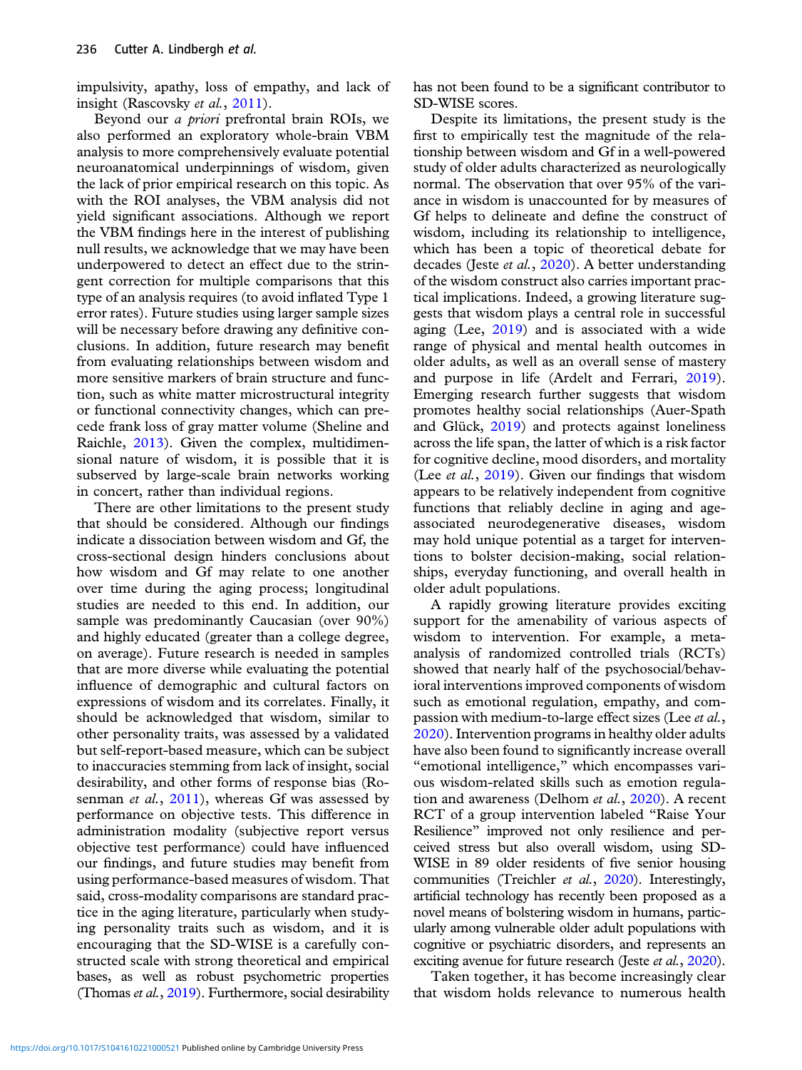impulsivity, apathy, loss of empathy, and lack of insight (Rascovsky *et al.*, 2011).

Beyond our *a priori* prefrontal brain ROIs, we also performed an exploratory whole-brain VBM analysis to more comprehensively evaluate potential neuroanatomical underpinnings of wisdom, given the lack of prior empirical research on this topic. As with the ROI analyses, the VBM analysis did not yield significant associations. Although we report the VBM findings here in the interest of publishing null results, we acknowledge that we may have been underpowered to detect an effect due to the stringent correction for multiple comparisons that this type of an analysis requires (to avoid inflated Type 1 error rates). Future studies using larger sample sizes will be necessary before drawing any definitive conclusions. In addition, future research may benefit from evaluating relationships between wisdom and more sensitive markers of brain structure and function, such as white matter microstructural integrity or functional connectivity changes, which can precede frank loss of gray matter volume (Sheline and Raichle, 2013). Given the complex, multidimensional nature of wisdom, it is possible that it is subserved by large-scale brain networks working in concert, rather than individual regions.

There are other limitations to the present study that should be considered. Although our findings indicate a dissociation between wisdom and Gf, the cross-sectional design hinders conclusions about how wisdom and Gf may relate to one another over time during the aging process; longitudinal studies are needed to this end. In addition, our sample was predominantly Caucasian (over 90%) and highly educated (greater than a college degree, on average). Future research is needed in samples that are more diverse while evaluating the potential influence of demographic and cultural factors on expressions of wisdom and its correlates. Finally, it should be acknowledged that wisdom, similar to other personality traits, was assessed by a validated but self-report-based measure, which can be subject to inaccuracies stemming from lack of insight, social desirability, and other forms of response bias (Rosenman *et al.*, 2011), whereas Gf was assessed by performance on objective tests. This difference in administration modality (subjective report versus objective test performance) could have influenced our findings, and future studies may benefit from using performance-based measures of wisdom. That said, cross-modality comparisons are standard practice in the aging literature, particularly when studying personality traits such as wisdom, and it is encouraging that the SD-WISE is a carefully constructed scale with strong theoretical and empirical bases, as well as robust psychometric properties (Thomas *et al.*, 2019). Furthermore, social desirability has not been found to be a significant contributor to SD-WISE scores.

Despite its limitations, the present study is the first to empirically test the magnitude of the relationship between wisdom and Gf in a well-powered study of older adults characterized as neurologically normal. The observation that over 95% of the variance in wisdom is unaccounted for by measures of Gf helps to delineate and define the construct of wisdom, including its relationship to intelligence, which has been a topic of theoretical debate for decades (Jeste *et al.*, 2020). A better understanding of the wisdom construct also carries important practical implications. Indeed, a growing literature suggests that wisdom plays a central role in successful aging (Lee, 2019) and is associated with a wide range of physical and mental health outcomes in older adults, as well as an overall sense of mastery and purpose in life (Ardelt and Ferrari, 2019). Emerging research further suggests that wisdom promotes healthy social relationships (Auer-Spath and Glück, 2019) and protects against loneliness across the life span, the latter of which is a risk factor for cognitive decline, mood disorders, and mortality (Lee *et al.*, 2019). Given our findings that wisdom appears to be relatively independent from cognitive functions that reliably decline in aging and age-associated neurodegenerative diseases, wisdom may hold unique potential as a target for interventions to bolster decision-making, social relationships, everyday functioning, and overall health in older adult populations.

A rapidly growing literature provides exciting support for the amenability of various aspects of wisdom to intervention. For example, a meta-analysis of randomized controlled trials (RCTs) showed that nearly half of the psychosocial/behavioral interventions improved components of wisdom such as emotional regulation, empathy, and compassion with medium-to-large effect sizes (Lee *et al.*, 2020). Intervention programs in healthy older adults have also been found to significantly increase overall "emotional intelligence," which encompasses various wisdom-related skills such as emotion regulation and awareness (Delhom *et al.*, 2020). A recent RCT of a group intervention labeled "Raise Your Resilience" improved not only resilience and perceived stress but also overall wisdom, using SD-WISE in 89 older residents of five senior housing communities (Treichler *et al.*, 2020). Interestingly, artificial technology has recently been proposed as a novel means of bolstering wisdom in humans, particularly among vulnerable older adult populations with cognitive or psychiatric disorders, and represents an exciting avenue for future research (Jeste *et al.*, 2020).

Taken together, it has become increasingly clear that wisdom holds relevance to numerous health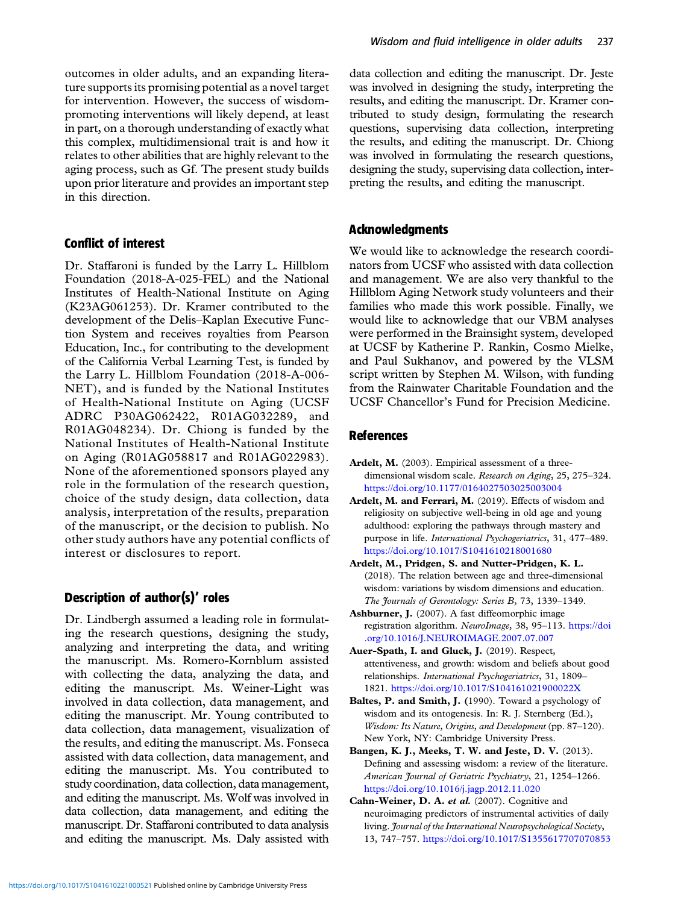outcomes in older adults, and an expanding literature supports its promising potential as a novel target for intervention. However, the success of wisdom-promoting interventions will likely depend, at least in part, on a thorough understanding of exactly what this complex, multidimensional trait is and how it relates to other abilities that are highly relevant to the aging process, such as Gf. The present study builds upon prior literature and provides an important step in this direction.

## Conflict of interest

Dr. Staffaroni is funded by the Larry L. Hillblom Foundation (2018-A-025-FEL) and the National Institutes of Health-National Institute on Aging (K23AG061253). Dr. Kramer contributed to the development of the Delis–Kaplan Executive Function System and receives royalties from Pearson Education, Inc., for contributing to the development of the California Verbal Learning Test, is funded by the Larry L. Hillblom Foundation (2018-A-006-NET), and is funded by the National Institutes of Health-National Institute on Aging (UCSF ADRC P30AG062422, R01AG032289, and R01AG048234). Dr. Chiong is funded by the National Institutes of Health-National Institute on Aging (R01AG058817 and R01AG022983). None of the aforementioned sponsors played any role in the formulation of the research question, choice of the study design, data collection, data analysis, interpretation of the results, preparation of the manuscript, or the decision to publish. No other study authors have any potential conflicts of interest or disclosures to report.

## Description of author(s)' roles

Dr. Lindbergh assumed a leading role in formulating the research questions, designing the study, analyzing and interpreting the data, and writing the manuscript. Ms. Romero-Kornblum assisted with collecting the data, analyzing the data, and editing the manuscript. Ms. Weiner-Light was involved in data collection, data management, and editing the manuscript. Mr. Young contributed to data collection, data management, visualization of the results, and editing the manuscript. Ms. Fonseca assisted with data collection, data management, and editing the manuscript. Ms. You contributed to study coordination, data collection, data management, and editing the manuscript. Ms. Wolf was involved in data collection, data management, and editing the manuscript. Dr. Staffaroni contributed to data analysis and editing the manuscript. Ms. Daly assisted with data collection and editing the manuscript. Dr. Jeste was involved in designing the study, interpreting the results, and editing the manuscript. Dr. Kramer contributed to study design, formulating the research questions, supervising data collection, interpreting the results, and editing the manuscript. Dr. Chiong was involved in formulating the research questions, designing the study, supervising data collection, interpreting the results, and editing the manuscript.

## Acknowledgments

We would like to acknowledge the research coordinators from UCSF who assisted with data collection and management. We are also very thankful to the Hillblom Aging Network study volunteers and their families who made this work possible. Finally, we would like to acknowledge that our VBM analyses were performed in the Brainsight system, developed at UCSF by Katherine P. Rankin, Cosmo Mielke, and Paul Sukhanov, and powered by the VLSM script written by Stephen M. Wilson, with funding from the Rainwater Charitable Foundation and the UCSF Chancellor's Fund for Precision Medicine.

## References

**Ardelt, M.** (2003). Empirical assessment of a three-dimensional wisdom scale. *Research on Aging*, 25, 275–324. https://doi.org/10.1177/0164027503025003004

**Ardelt, M. and Ferrari, M.** (2019). Effects of wisdom and religiosity on subjective well-being in old age and young adulthood: exploring the pathways through mastery and purpose in life. *International Psychogeriatrics*, 31, 477–489. https://doi.org/10.1017/S1041610218001680

**Ardelt, M., Pridgen, S. and Nutter-Pridgen, K. L.** (2018). The relation between age and three-dimensional wisdom: variations by wisdom dimensions and education. *The Journals of Gerontology: Series B*, 73, 1339–1349.

**Ashburner, J.** (2007). A fast diffeomorphic image registration algorithm. *NeuroImage*, 38, 95–113. https://doi.org/10.1016/J.NEUROIMAGE.2007.07.007

**Auer-Spath, I. and Gluck, J.** (2019). Respect, attentiveness, and growth: wisdom and beliefs about good relationships. *International Psychogeriatrics*, 31, 1809–1821. https://doi.org/10.1017/S104161021900022X

**Baltes, P. and Smith, J.** (1990). Toward a psychology of wisdom and its ontogenesis. In: R. J. Sternberg (Ed.), *Wisdom: Its Nature, Origins, and Development* (pp. 87–120). New York, NY: Cambridge University Press.

**Bangen, K. J., Meeks, T. W. and Jeste, D. V.** (2013). Defining and assessing wisdom: a review of the literature. *American Journal of Geriatric Psychiatry*, 21, 1254–1266. https://doi.org/10.1016/j.jagp.2012.11.020

**Cahn-Weiner, D. A. *et al.*** (2007). Cognitive and neuroimaging predictors of instrumental activities of daily living. *Journal of the International Neuropsychological Society*, 13, 747–757. https://doi.org/10.1017/S1355617707070853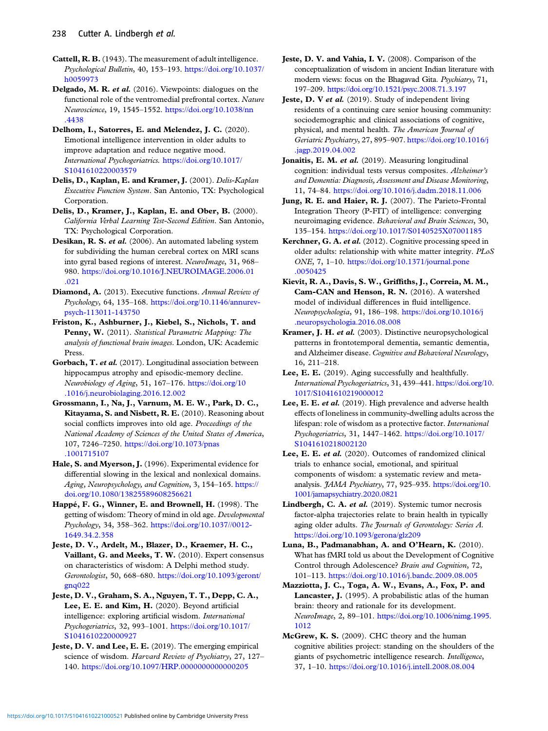**Cattell, R. B.** (1943). The measurement of adult intelligence. *Psychological Bulletin*, 40, 153–193. https://doi.org/10.1037/h0059973

**Delgado, M. R. *et al.*** (2016). Viewpoints: dialogues on the functional role of the ventromedial prefrontal cortex. *Nature Neuroscience*, 19, 1545–1552. https://doi.org/10.1038/nn.4438

**Delhom, I., Satorres, E. and Melendez, J. C.** (2020). Emotional intelligence intervention in older adults to improve adaptation and reduce negative mood. *International Psychogeriatrics*. https://doi.org/10.1017/S1041610220003579

**Delis, D., Kaplan, E. and Kramer, J.** (2001). *Delis-Kaplan Executive Function System*. San Antonio, TX: Psychological Corporation.

**Delis, D., Kramer, J., Kaplan, E. and Ober, B.** (2000). *California Verbal Learning Test-Second Edition*. San Antonio, TX: Psychological Corporation.

**Desikan, R. S. *et al.*** (2006). An automated labeling system for subdividing the human cerebral cortex on MRI scans into gyral based regions of interest. *NeuroImage*, 31, 968–980. https://doi.org/10.1016/J.NEUROIMAGE.2006.01.021

**Diamond, A.** (2013). Executive functions. *Annual Review of Psychology*, 64, 135–168. https://doi.org/10.1146/annurev-psych-113011-143750

**Friston, K., Ashburner, J., Kiebel, S., Nichols, T. and Penny, W.** (2011). *Statistical Parametric Mapping: The analysis of functional brain images*. London, UK: Academic Press.

**Gorbach, T. *et al.*** (2017). Longitudinal association between hippocampus atrophy and episodic-memory decline. *Neurobiology of Aging*, 51, 167–176. https://doi.org/10.1016/j.neurobiolaging.2016.12.002

**Grossmann, I., Na, J., Varnum, M. E. W., Park, D. C., Kitayama, S. and Nisbett, R. E.** (2010). Reasoning about social conflicts improves into old age. *Proceedings of the National Academy of Sciences of the United States of America*, 107, 7246–7250. https://doi.org/10.1073/pnas.1001715107

**Hale, S. and Myerson, J.** (1996). Experimental evidence for differential slowing in the lexical and nonlexical domains. *Aging, Neuropsychology, and Cognition*, 3, 154–165. https://doi.org/10.1080/13825589608256621

**Happé, F. G., Winner, E. and Brownell, H.** (1998). The getting of wisdom: Theory of mind in old age. *Developmental Psychology*, 34, 358–362. https://doi.org/10.1037//0012-1649.34.2.358

**Jeste, D. V., Ardelt, M., Blazer, D., Kraemer, H. C., Vaillant, G. and Meeks, T. W.** (2010). Expert consensus on characteristics of wisdom: A Delphi method study. *Gerontologist*, 50, 668–680. https://doi.org/10.1093/geront/gnq022

**Jeste, D. V., Graham, S. A., Nguyen, T. T., Depp, C. A., Lee, E. E. and Kim, H.** (2020). Beyond artificial intelligence: exploring artificial wisdom. *International Psychogeriatrics*, 32, 993–1001. https://doi.org/10.1017/S1041610220000927

**Jeste, D. V. and Lee, E. E.** (2019). The emerging empirical science of wisdom. *Harvard Review of Psychiatry*, 27, 127–140. https://doi.org/10.1097/HRP.0000000000000205

**Jeste, D. V. and Vahia, I. V.** (2008). Comparison of the conceptualization of wisdom in ancient Indian literature with modern views: focus on the Bhagavad Gita. *Psychiatry*, 71, 197–209. https://doi.org/10.1521/psyc.2008.71.3.197

**Jeste, D. V *et al.*** (2019). Study of independent living residents of a continuing care senior housing community: sociodemographic and clinical associations of cognitive, physical, and mental health. *The American Journal of Geriatric Psychiatry*, 27, 895–907. https://doi.org/10.1016/j.jagp.2019.04.002

**Jonaitis, E. M. *et al.*** (2019). Measuring longitudinal cognition: individual tests versus composites. *Alzheimer's and Dementia: Diagnosis, Assessment and Disease Monitoring*, 11, 74–84. https://doi.org/10.1016/j.dadm.2018.11.006

**Jung, R. E. and Haier, R. J.** (2007). The Parieto-Frontal Integration Theory (P-FIT) of intelligence: converging neuroimaging evidence. *Behavioral and Brain Sciences*, 30, 135–154. https://doi.org/10.1017/S0140525X07001185

**Kerchner, G. A. *et al.*** (2012). Cognitive processing speed in older adults: relationship with white matter integrity. *PLoS ONE*, 7, 1–10. https://doi.org/10.1371/journal.pone.0050425

**Kievit, R. A., Davis, S. W., Griffiths, J., Correia, M. M., Cam-CAN and Henson, R. N.** (2016). A watershed model of individual differences in fluid intelligence. *Neuropsychologia*, 91, 186–198. https://doi.org/10.1016/j.neuropsychologia.2016.08.008

**Kramer, J. H. *et al.*** (2003). Distinctive neuropsychological patterns in frontotemporal dementia, semantic dementia, and Alzheimer disease. *Cognitive and Behavioral Neurology*, 16, 211–218.

**Lee, E. E.** (2019). Aging successfully and healthfully. *International Psychogeriatrics*, 31, 439–441. https://doi.org/10.1017/S1041610219000012

**Lee, E. E. *et al.*** (2019). High prevalence and adverse health effects of loneliness in community-dwelling adults across the lifespan: role of wisdom as a protective factor. *International Psychogeriatrics*, 31, 1447–1462. https://doi.org/10.1017/S1041610218002120

**Lee, E. E. *et al.*** (2020). Outcomes of randomized clinical trials to enhance social, emotional, and spiritual components of wisdom: a systematic review and meta-analysis. *JAMA Psychiatry*, 77, 925–935. https://doi.org/10.1001/jamapsychiatry.2020.0821

**Lindbergh, C. A. *et al.*** (2019). Systemic tumor necrosis factor-alpha trajectories relate to brain health in typically aging older adults. *The Journals of Gerontology: Series A*. https://doi.org/10.1093/gerona/glz209

**Luna, B., Padmanabhan, A. and O'Hearn, K.** (2010). What has fMRI told us about the Development of Cognitive Control through Adolescence? *Brain and Cognition*, 72, 101–113. https://doi.org/10.1016/j.bandc.2009.08.005

**Mazziotta, J. C., Toga, A. W., Evans, A., Fox, P. and Lancaster, J.** (1995). A probabilistic atlas of the human brain: theory and rationale for its development. *NeuroImage*, 2, 89–101. https://doi.org/10.1006/nimg.1995.1012

**McGrew, K. S.** (2009). CHC theory and the human cognitive abilities project: standing on the shoulders of the giants of psychometric intelligence research. *Intelligence*, 37, 1–10. https://doi.org/10.1016/j.intell.2008.08.004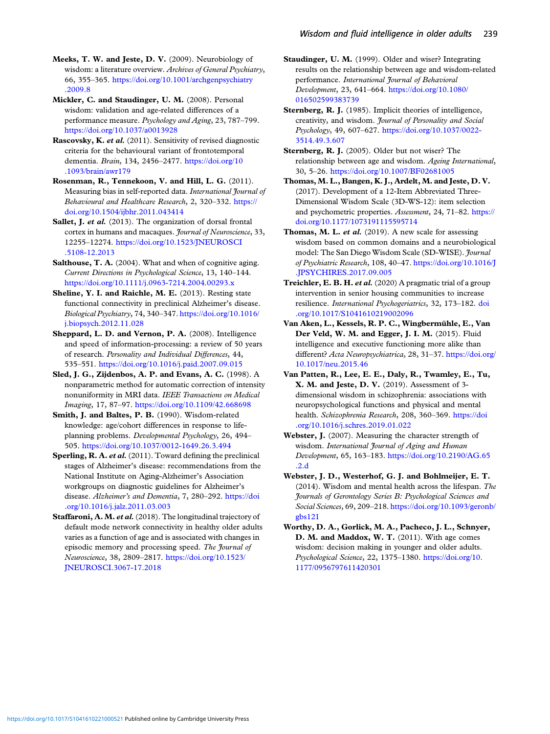**Meeks, T. W. and Jeste, D. V.** (2009). Neurobiology of wisdom: a literature overview. *Archives of General Psychiatry*, 66, 355–365. https://doi.org/10.1001/archgenpsychiatry.2009.8

**Mickler, C. and Staudinger, U. M.** (2008). Personal wisdom: validation and age-related differences of a performance measure. *Psychology and Aging*, 23, 787–799. https://doi.org/10.1037/a0013928

**Rascovsky, K. *et al.*** (2011). Sensitivity of revised diagnostic criteria for the behavioural variant of frontotemporal dementia. *Brain*, 134, 2456–2477. https://doi.org/10.1093/brain/awr179

**Rosenman, R., Tennekoon, V. and Hill, L. G.** (2011). Measuring bias in self-reported data. *International Journal of Behavioural and Healthcare Research*, 2, 320–332. https://doi.org/10.1504/ijbhr.2011.043414

**Sallet, J. *et al.*** (2013). The organization of dorsal frontal cortex in humans and macaques. *Journal of Neuroscience*, 33, 12255–12274. https://doi.org/10.1523/JNEUROSCI.5108-12.2013

**Salthouse, T. A.** (2004). What and when of cognitive aging. *Current Directions in Psychological Science*, 13, 140–144. https://doi.org/10.1111/j.0963-7214.2004.00293.x

**Sheline, Y. I. and Raichle, M. E.** (2013). Resting state functional connectivity in preclinical Alzheimer's disease. *Biological Psychiatry*, 74, 340–347. https://doi.org/10.1016/j.biopsych.2012.11.028

**Sheppard, L. D. and Vernon, P. A.** (2008). Intelligence and speed of information-processing: a review of 50 years of research. *Personality and Individual Differences*, 44, 535–551. https://doi.org/10.1016/j.paid.2007.09.015

**Sled, J. G., Zijdenbos, A. P. and Evans, A. C.** (1998). A nonparametric method for automatic correction of intensity nonuniformity in MRI data. *IEEE Transactions on Medical Imaging*, 17, 87–97. https://doi.org/10.1109/42.668698

**Smith, J. and Baltes, P. B.** (1990). Wisdom-related knowledge: age/cohort differences in response to life-planning problems. *Developmental Psychology*, 26, 494–505. https://doi.org/10.1037/0012-1649.26.3.494

**Sperling, R. A. *et al.*** (2011). Toward defining the preclinical stages of Alzheimer's disease: recommendations from the National Institute on Aging-Alzheimer's Association workgroups on diagnostic guidelines for Alzheimer's disease. *Alzheimer's and Dementia*, 7, 280–292. https://doi.org/10.1016/j.jalz.2011.03.003

**Staffaroni, A. M. *et al.*** (2018). The longitudinal trajectory of default mode network connectivity in healthy older adults varies as a function of age and is associated with changes in episodic memory and processing speed. *The Journal of Neuroscience*, 38, 2809–2817. https://doi.org/10.1523/JNEUROSCI.3067-17.2018

**Staudinger, U. M.** (1999). Older and wiser? Integrating results on the relationship between age and wisdom-related performance. *International Journal of Behavioral Development*, 23, 641–664. https://doi.org/10.1080/016502599383739

**Sternberg, R. J.** (1985). Implicit theories of intelligence, creativity, and wisdom. *Journal of Personality and Social Psychology*, 49, 607–627. https://doi.org/10.1037/0022-3514.49.3.607

**Sternberg, R. J.** (2005). Older but not wiser? The relationship between age and wisdom. *Ageing International*, 30, 5–26. https://doi.org/10.1007/BF02681005

**Thomas, M. L., Bangen, K. J., Ardelt, M. and Jeste, D. V.** (2017). Development of a 12-Item Abbreviated Three-Dimensional Wisdom Scale (3D-WS-12): item selection and psychometric properties. *Assessment*, 24, 71–82. https://doi.org/10.1177/1073191115595714

**Thomas, M. L. *et al.*** (2019). A new scale for assessing wisdom based on common domains and a neurobiological model: The San Diego Wisdom Scale (SD-WISE). *Journal of Psychiatric Research*, 108, 40–47. https://doi.org/10.1016/J.JPSYCHIRES.2017.09.005

**Treichler, E. B. H. *et al.*** (2020) A pragmatic trial of a group intervention in senior housing communities to increase resilience. *International Psychogeriatrics*, 32, 173–182. doi.org/10.1017/S1041610219002096

**Van Aken, L., Kessels, R. P. C., Wingbermühle, E., Van Der Veld, W. M. and Egger, J. I. M.** (2015). Fluid intelligence and executive functioning more alike than different? *Acta Neuropsychiatrica*, 28, 31–37. https://doi.org/10.1017/neu.2015.46

**Van Patten, R., Lee, E. E., Daly, R., Twamley, E., Tu, X. M. and Jeste, D. V.** (2019). Assessment of 3-dimensional wisdom in schizophrenia: associations with neuropsychological functions and physical and mental health. *Schizophrenia Research*, 208, 360–369. https://doi.org/10.1016/j.schres.2019.01.022

**Webster, J.** (2007). Measuring the character strength of wisdom. *International Journal of Aging and Human Development*, 65, 163–183. https://doi.org/10.2190/AG.65.2.d

**Webster, J. D., Westerhof, G. J. and Bohlmeijer, E. T.** (2014). Wisdom and mental health across the lifespan. *The Journals of Gerontology Series B: Psychological Sciences and Social Sciences*, 69, 209–218. https://doi.org/10.1093/geronb/gbs121

**Worthy, D. A., Gorlick, M. A., Pacheco, J. L., Schnyer, D. M. and Maddox, W. T.** (2011). With age comes wisdom: decision making in younger and older adults. *Psychological Science*, 22, 1375–1380. https://doi.org/10.1177/0956797611420301